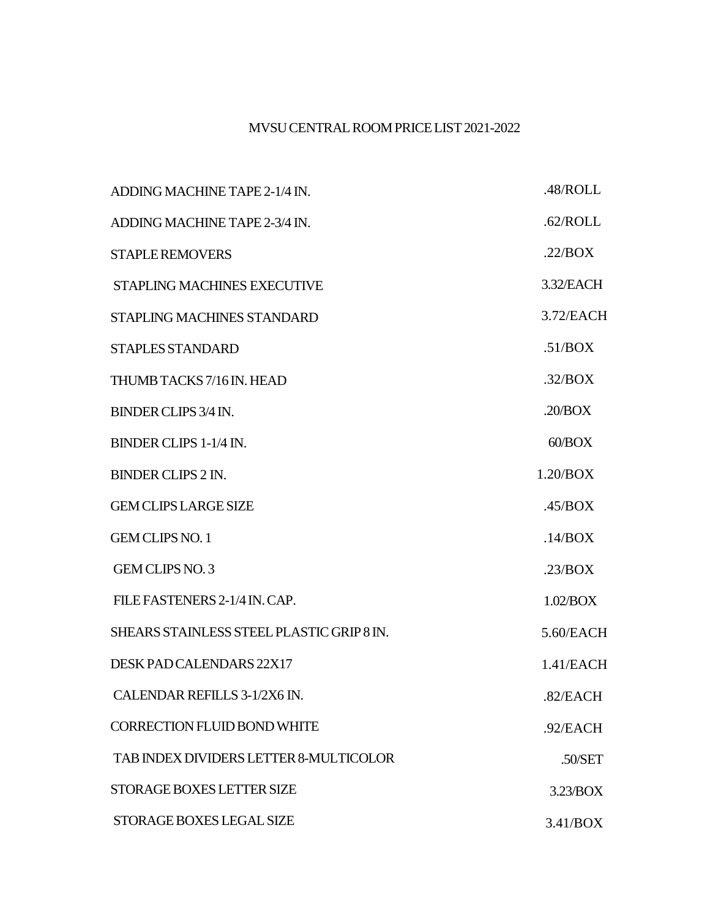MVSU CENTRAL ROOM PRICE LIST 2021-2022

| | |
|---|---|
| ADDING MACHINE TAPE 2-1/4 IN. | .48/ROLL |
| ADDING MACHINE TAPE 2-3/4 IN. | .62/ROLL |
| STAPLE REMOVERS | .22/BOX |
| STAPLING MACHINES EXECUTIVE | 3.32/EACH |
| STAPLING MACHINES STANDARD | 3.72/EACH |
| STAPLES STANDARD | .51/BOX |
| THUMB TACKS 7/16 IN. HEAD | .32/BOX |
| BINDER CLIPS 3/4 IN. | .20/BOX |
| BINDER CLIPS 1-1/4 IN. | 60/BOX |
| BINDER CLIPS 2 IN. | 1.20/BOX |
| GEM CLIPS LARGE SIZE | .45/BOX |
| GEM CLIPS NO. 1 | .14/BOX |
| GEM CLIPS NO. 3 | .23/BOX |
| FILE FASTENERS 2-1/4 IN. CAP. | 1.02/BOX |
| SHEARS STAINLESS STEEL PLASTIC GRIP 8 IN. | 5.60/EACH |
| DESK PAD CALENDARS 22X17 | 1.41/EACH |
| CALENDAR REFILLS 3-1/2X6 IN. | .82/EACH |
| CORRECTION FLUID BOND WHITE | .92/EACH |
| TAB INDEX DIVIDERS LETTER 8-MULTICOLOR | .50/SET |
| STORAGE BOXES LETTER SIZE | 3.23/BOX |
| STORAGE BOXES LEGAL SIZE | 3.41/BOX |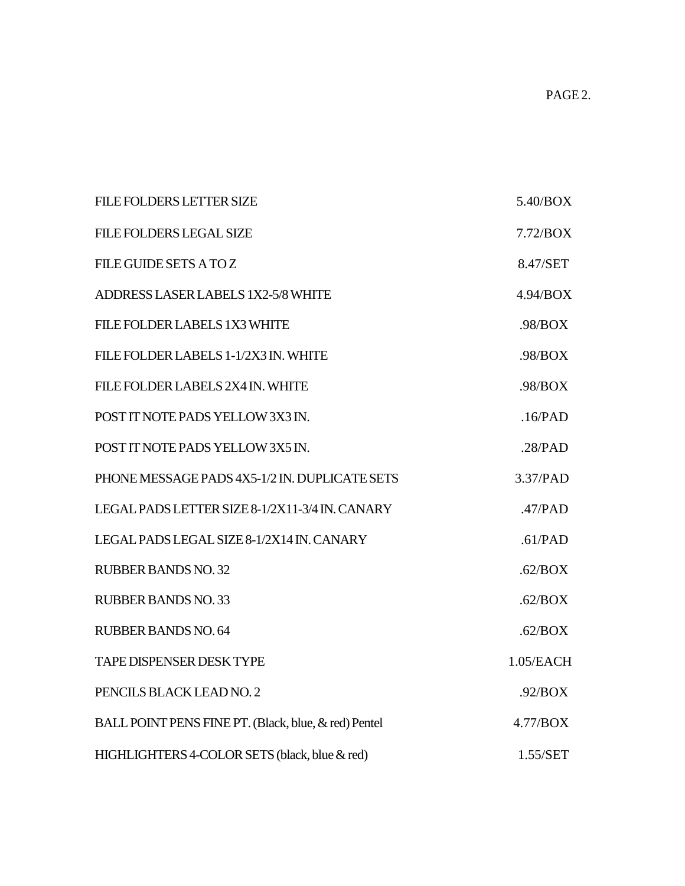| | |
|---|---|
| FILE FOLDERS LETTER SIZE | 5.40/BOX |
| FILE FOLDERS LEGAL SIZE | 7.72/BOX |
| FILE GUIDE SETS A TO Z | 8.47/SET |
| ADDRESS LASER LABELS 1X2-5/8 WHITE | 4.94/BOX |
| FILE FOLDER LABELS 1X3 WHITE | .98/BOX |
| FILE FOLDER LABELS 1-1/2X3 IN. WHITE | .98/BOX |
| FILE FOLDER LABELS 2X4 IN. WHITE | .98/BOX |
| POST IT NOTE PADS YELLOW 3X3 IN. | .16/PAD |
| POST IT NOTE PADS YELLOW 3X5 IN. | .28/PAD |
| PHONE MESSAGE PADS 4X5-1/2 IN. DUPLICATE SETS | 3.37/PAD |
| LEGAL PADS LETTER SIZE 8-1/2X11-3/4 IN. CANARY | .47/PAD |
| LEGAL PADS LEGAL SIZE 8-1/2X14 IN. CANARY | .61/PAD |
| RUBBER BANDS NO. 32 | .62/BOX |
| RUBBER BANDS NO. 33 | .62/BOX |
| RUBBER BANDS NO. 64 | .62/BOX |
| TAPE DISPENSER DESK TYPE | 1.05/EACH |
| PENCILS BLACK LEAD NO. 2 | .92/BOX |
| BALL POINT PENS FINE PT. (Black, blue, & red) Pentel | 4.77/BOX |
| HIGHLIGHTERS 4-COLOR SETS (black, blue & red) | 1.55/SET |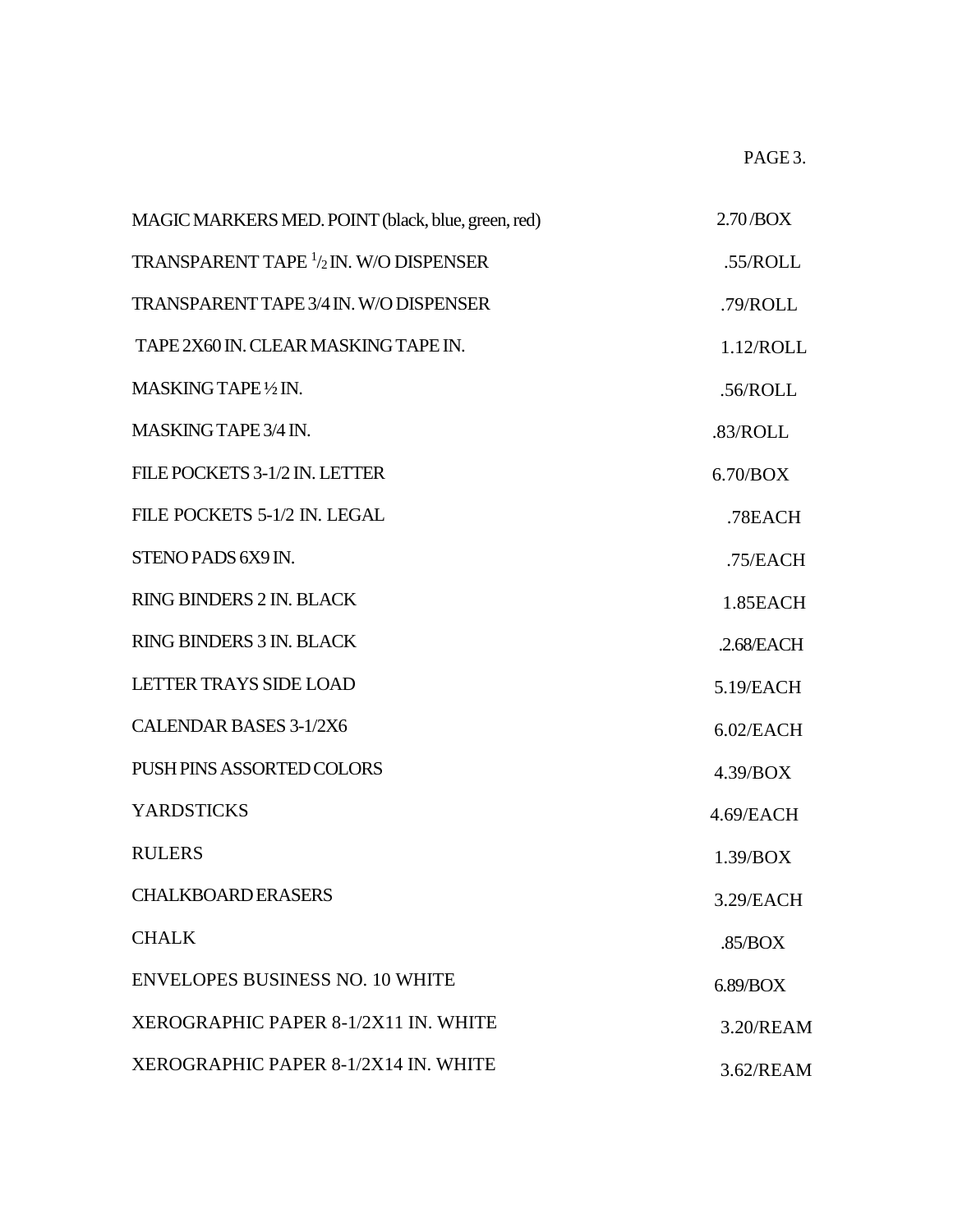| | |
|---|---|
| MAGIC MARKERS MED. POINT (black, blue, green, red) | 2.70 /BOX |
| TRANSPARENT TAPE 1/2 IN. W/O DISPENSER | .55/ROLL |
| TRANSPARENT TAPE 3/4 IN. W/O DISPENSER | .79/ROLL |
| TAPE 2X60 IN. CLEAR MASKING TAPE IN. | 1.12/ROLL |
| MASKING TAPE ½ IN. | .56/ROLL |
| MASKING TAPE 3/4 IN. | .83/ROLL |
| FILE POCKETS 3-1/2 IN. LETTER | 6.70/BOX |
| FILE POCKETS 5-1/2 IN. LEGAL | .78EACH |
| STENO PADS 6X9 IN. | .75/EACH |
| RING BINDERS 2 IN. BLACK | 1.85EACH |
| RING BINDERS 3 IN. BLACK | .2.68/EACH |
| LETTER TRAYS SIDE LOAD | 5.19/EACH |
| CALENDAR BASES 3-1/2X6 | 6.02/EACH |
| PUSH PINS ASSORTED COLORS | 4.39/BOX |
| YARDSTICKS | 4.69/EACH |
| RULERS | 1.39/BOX |
| CHALKBOARD ERASERS | 3.29/EACH |
| CHALK | .85/BOX |
| ENVELOPES BUSINESS NO. 10 WHITE | 6.89/BOX |
| XEROGRAPHIC PAPER 8-1/2X11 IN. WHITE | 3.20/REAM |
| XEROGRAPHIC PAPER 8-1/2X14 IN. WHITE | 3.62/REAM |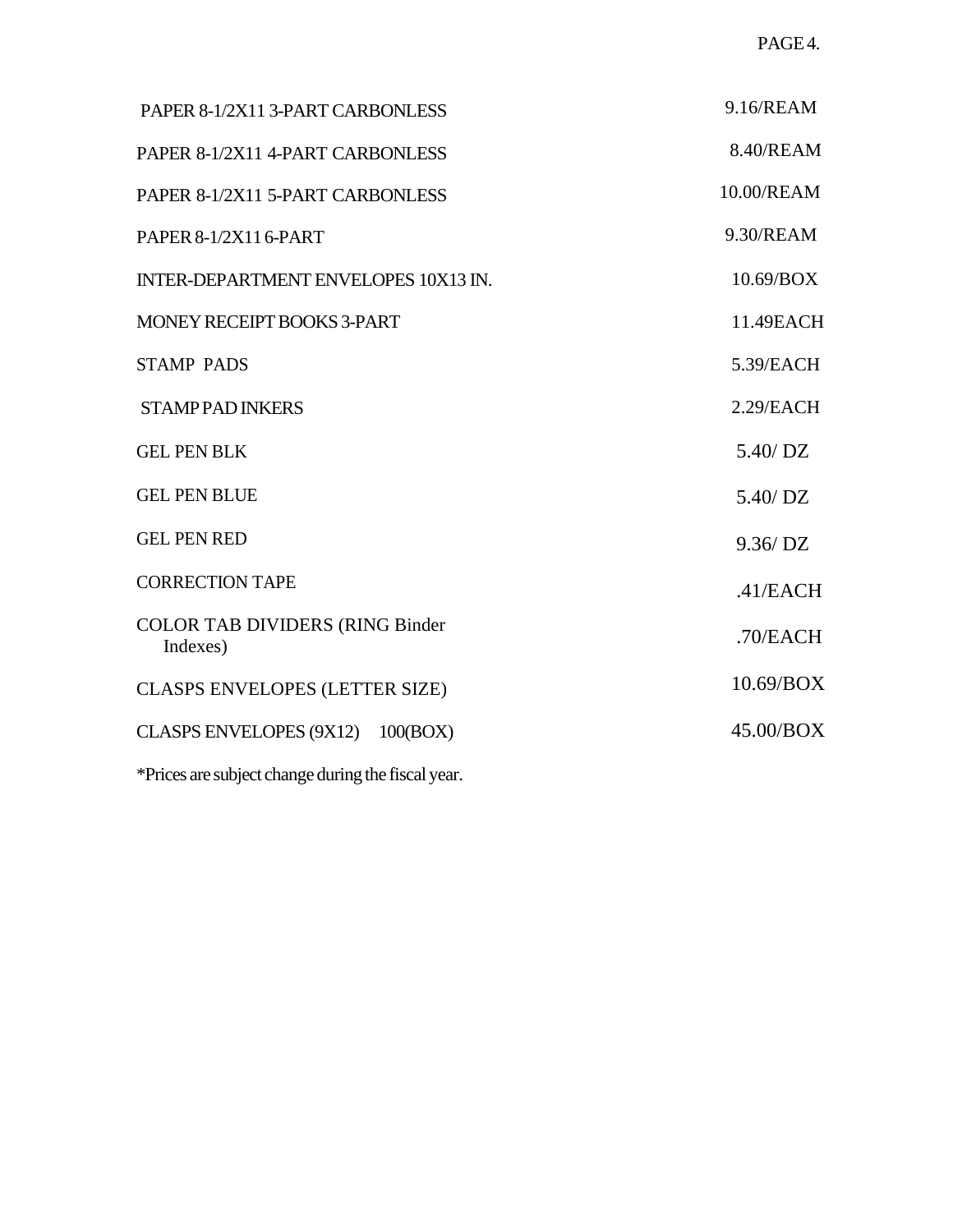| | |
|---|---|
| PAPER 8-1/2X11 3-PART CARBONLESS | 9.16/REAM |
| PAPER 8-1/2X11 4-PART CARBONLESS | 8.40/REAM |
| PAPER 8-1/2X11 5-PART CARBONLESS | 10.00/REAM |
| PAPER 8-1/2X11 6-PART | 9.30/REAM |
| INTER-DEPARTMENT ENVELOPES 10X13 IN. | 10.69/BOX |
| MONEY RECEIPT BOOKS 3-PART | 11.49EACH |
| STAMP PADS | 5.39/EACH |
| STAMP PAD INKERS | 2.29/EACH |
| GEL PEN BLK | 5.40/ DZ |
| GEL PEN BLUE | 5.40/ DZ |
| GEL PEN RED | 9.36/ DZ |
| CORRECTION TAPE | .41/EACH |
| COLOR TAB DIVIDERS (RING Binder Indexes) | .70/EACH |
| CLASPS ENVELOPES (LETTER SIZE) | 10.69/BOX |
| CLASPS ENVELOPES (9X12) 100(BOX) | 45.00/BOX |

*Prices are subject change during the fiscal year.